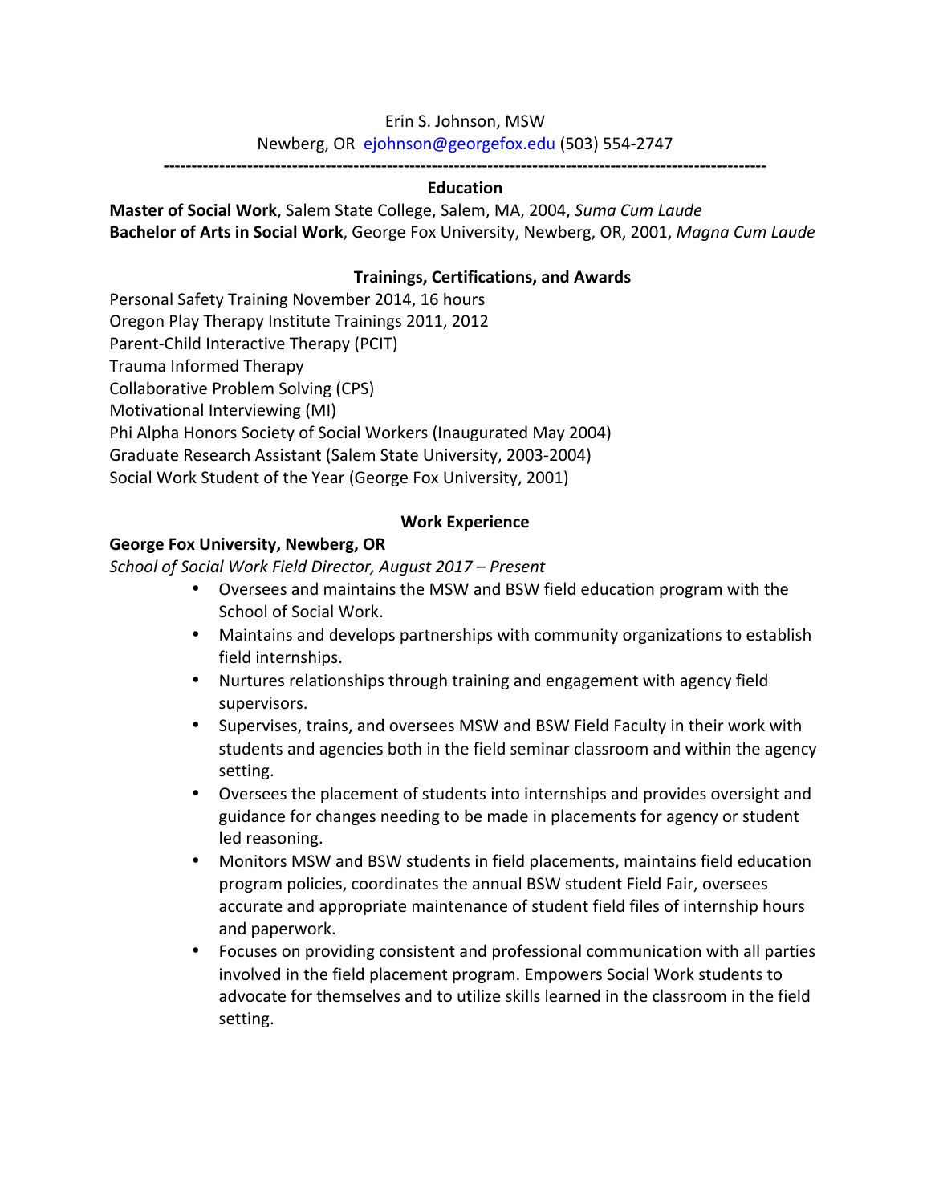Erin S. Johnson, MSW

Newberg, OR ejohnson@georgefox.edu (503) 554-2747

---

## Education

**Master of Social Work**, Salem State College, Salem, MA, 2004, *Suma Cum Laude*
**Bachelor of Arts in Social Work**, George Fox University, Newberg, OR, 2001, *Magna Cum Laude*

## Trainings, Certifications, and Awards

Personal Safety Training November 2014, 16 hours
Oregon Play Therapy Institute Trainings 2011, 2012
Parent-Child Interactive Therapy (PCIT)
Trauma Informed Therapy
Collaborative Problem Solving (CPS)
Motivational Interviewing (MI)
Phi Alpha Honors Society of Social Workers (Inaugurated May 2004)
Graduate Research Assistant (Salem State University, 2003-2004)
Social Work Student of the Year (George Fox University, 2001)

## Work Experience

**George Fox University, Newberg, OR**

*School of Social Work Field Director, August 2017 – Present*

- Oversees and maintains the MSW and BSW field education program with the School of Social Work.
- Maintains and develops partnerships with community organizations to establish field internships.
- Nurtures relationships through training and engagement with agency field supervisors.
- Supervises, trains, and oversees MSW and BSW Field Faculty in their work with students and agencies both in the field seminar classroom and within the agency setting.
- Oversees the placement of students into internships and provides oversight and guidance for changes needing to be made in placements for agency or student led reasoning.
- Monitors MSW and BSW students in field placements, maintains field education program policies, coordinates the annual BSW student Field Fair, oversees accurate and appropriate maintenance of student field files of internship hours and paperwork.
- Focuses on providing consistent and professional communication with all parties involved in the field placement program. Empowers Social Work students to advocate for themselves and to utilize skills learned in the classroom in the field setting.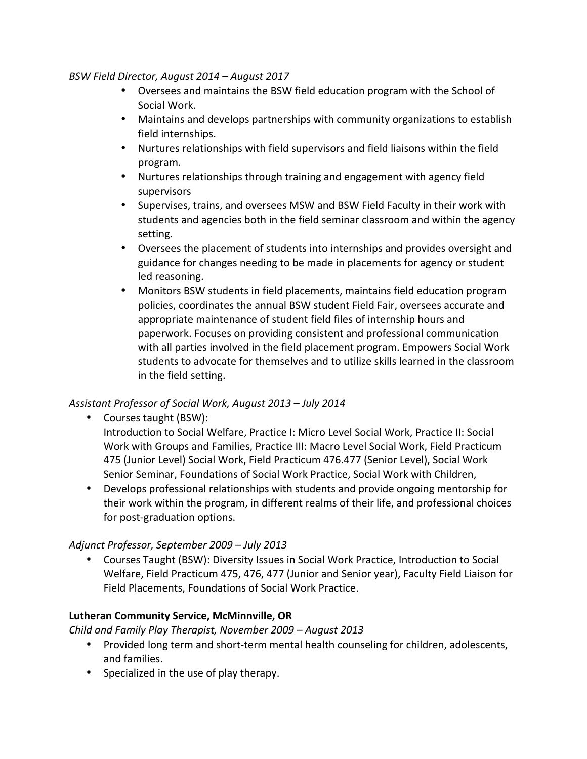*BSW Field Director, August 2014 – August 2017*

- Oversees and maintains the BSW field education program with the School of Social Work.
- Maintains and develops partnerships with community organizations to establish field internships.
- Nurtures relationships with field supervisors and field liaisons within the field program.
- Nurtures relationships through training and engagement with agency field supervisors
- Supervises, trains, and oversees MSW and BSW Field Faculty in their work with students and agencies both in the field seminar classroom and within the agency setting.
- Oversees the placement of students into internships and provides oversight and guidance for changes needing to be made in placements for agency or student led reasoning.
- Monitors BSW students in field placements, maintains field education program policies, coordinates the annual BSW student Field Fair, oversees accurate and appropriate maintenance of student field files of internship hours and paperwork. Focuses on providing consistent and professional communication with all parties involved in the field placement program. Empowers Social Work students to advocate for themselves and to utilize skills learned in the classroom in the field setting.

*Assistant Professor of Social Work, August 2013 – July 2014*

- Courses taught (BSW):
  Introduction to Social Welfare, Practice I: Micro Level Social Work, Practice II: Social Work with Groups and Families, Practice III: Macro Level Social Work, Field Practicum 475 (Junior Level) Social Work, Field Practicum 476.477 (Senior Level), Social Work Senior Seminar, Foundations of Social Work Practice, Social Work with Children,
- Develops professional relationships with students and provide ongoing mentorship for their work within the program, in different realms of their life, and professional choices for post-graduation options.

*Adjunct Professor, September 2009 – July 2013*

- Courses Taught (BSW): Diversity Issues in Social Work Practice, Introduction to Social Welfare, Field Practicum 475, 476, 477 (Junior and Senior year), Faculty Field Liaison for Field Placements, Foundations of Social Work Practice.

**Lutheran Community Service, McMinnville, OR**

*Child and Family Play Therapist, November 2009 – August 2013*

- Provided long term and short-term mental health counseling for children, adolescents, and families.
- Specialized in the use of play therapy.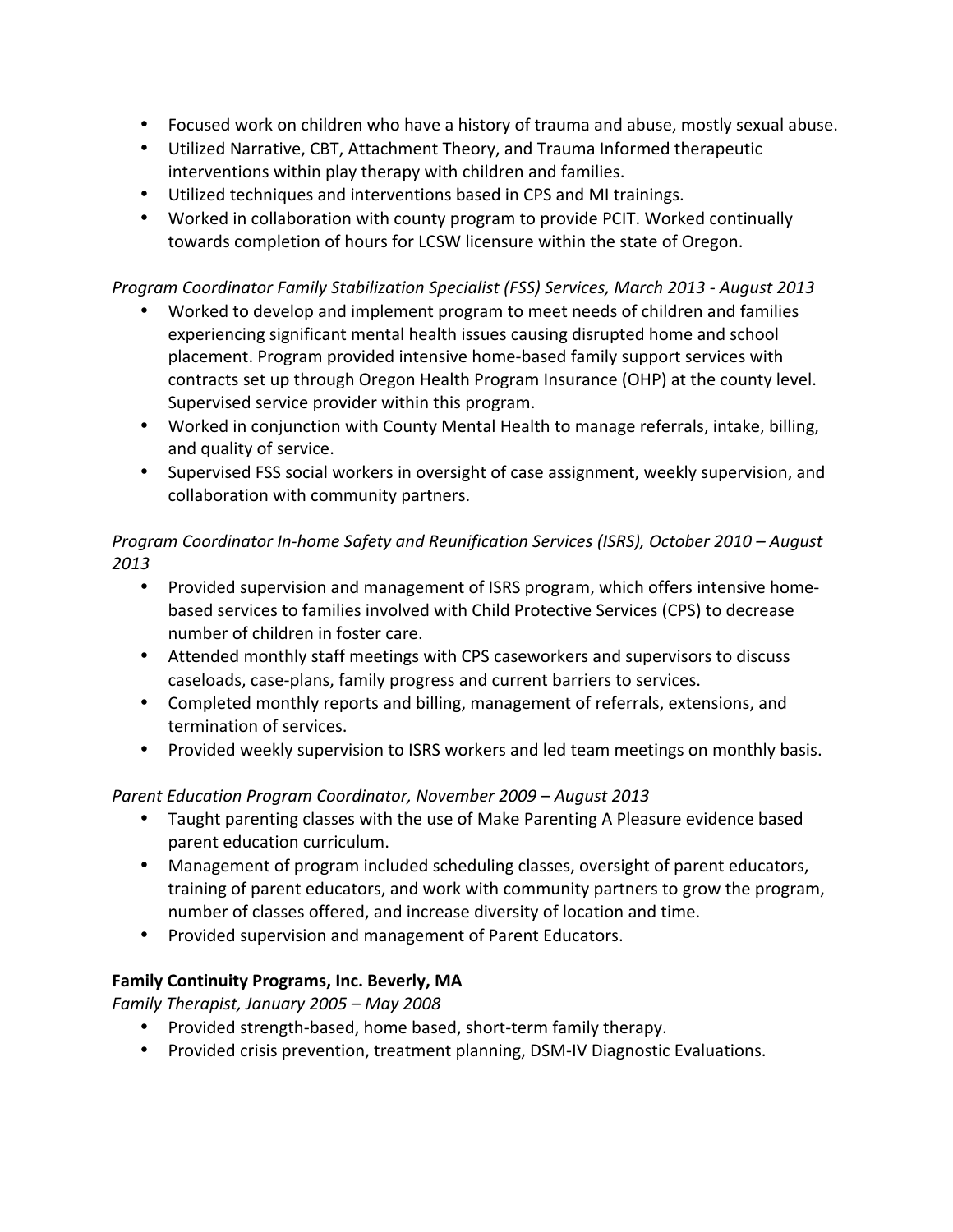- Focused work on children who have a history of trauma and abuse, mostly sexual abuse.
- Utilized Narrative, CBT, Attachment Theory, and Trauma Informed therapeutic interventions within play therapy with children and families.
- Utilized techniques and interventions based in CPS and MI trainings.
- Worked in collaboration with county program to provide PCIT. Worked continually towards completion of hours for LCSW licensure within the state of Oregon.

*Program Coordinator Family Stabilization Specialist (FSS) Services, March 2013 - August 2013*

- Worked to develop and implement program to meet needs of children and families experiencing significant mental health issues causing disrupted home and school placement. Program provided intensive home-based family support services with contracts set up through Oregon Health Program Insurance (OHP) at the county level. Supervised service provider within this program.
- Worked in conjunction with County Mental Health to manage referrals, intake, billing, and quality of service.
- Supervised FSS social workers in oversight of case assignment, weekly supervision, and collaboration with community partners.

*Program Coordinator In-home Safety and Reunification Services (ISRS), October 2010 – August 2013*

- Provided supervision and management of ISRS program, which offers intensive home-based services to families involved with Child Protective Services (CPS) to decrease number of children in foster care.
- Attended monthly staff meetings with CPS caseworkers and supervisors to discuss caseloads, case-plans, family progress and current barriers to services.
- Completed monthly reports and billing, management of referrals, extensions, and termination of services.
- Provided weekly supervision to ISRS workers and led team meetings on monthly basis.

*Parent Education Program Coordinator, November 2009 – August 2013*

- Taught parenting classes with the use of Make Parenting A Pleasure evidence based parent education curriculum.
- Management of program included scheduling classes, oversight of parent educators, training of parent educators, and work with community partners to grow the program, number of classes offered, and increase diversity of location and time.
- Provided supervision and management of Parent Educators.

**Family Continuity Programs, Inc. Beverly, MA**

*Family Therapist, January 2005 – May 2008*

- Provided strength-based, home based, short-term family therapy.
- Provided crisis prevention, treatment planning, DSM-IV Diagnostic Evaluations.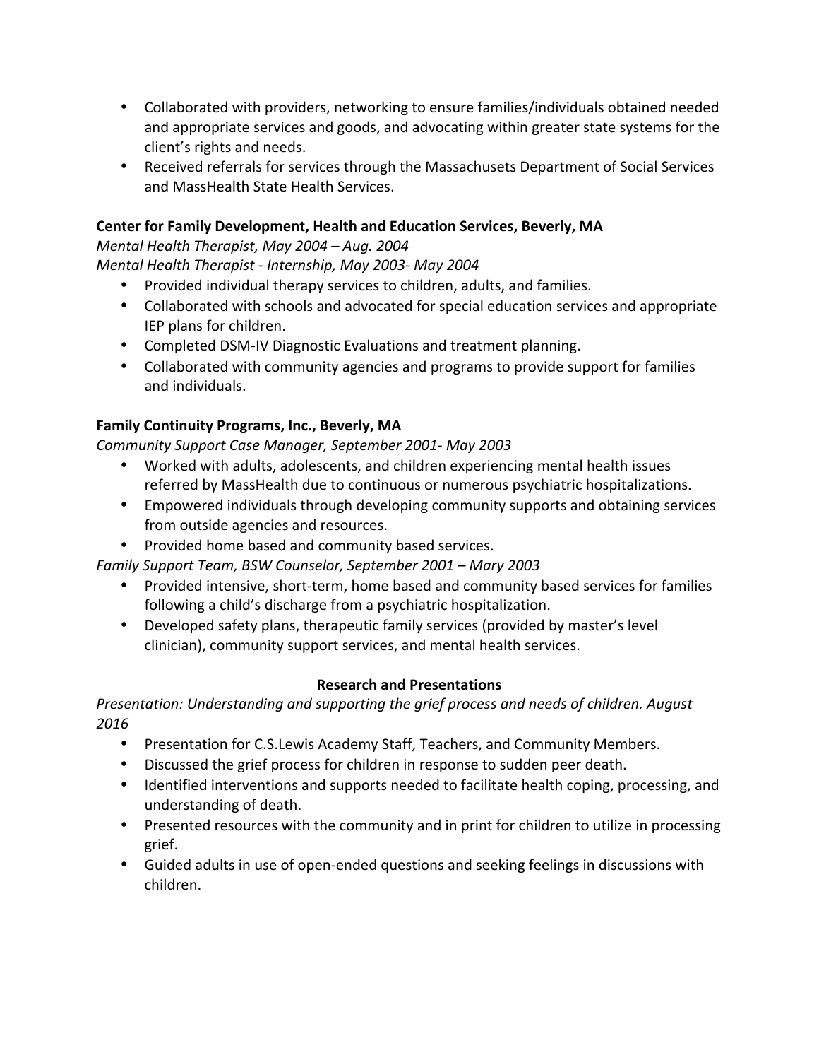- Collaborated with providers, networking to ensure families/individuals obtained needed and appropriate services and goods, and advocating within greater state systems for the client's rights and needs.
- Received referrals for services through the Massachusets Department of Social Services and MassHealth State Health Services.

**Center for Family Development, Health and Education Services, Beverly, MA**

*Mental Health Therapist, May 2004 – Aug. 2004*

*Mental Health Therapist - Internship, May 2003- May 2004*

- Provided individual therapy services to children, adults, and families.
- Collaborated with schools and advocated for special education services and appropriate IEP plans for children.
- Completed DSM-IV Diagnostic Evaluations and treatment planning.
- Collaborated with community agencies and programs to provide support for families and individuals.

**Family Continuity Programs, Inc., Beverly, MA**

*Community Support Case Manager, September 2001- May 2003*

- Worked with adults, adolescents, and children experiencing mental health issues referred by MassHealth due to continuous or numerous psychiatric hospitalizations.
- Empowered individuals through developing community supports and obtaining services from outside agencies and resources.
- Provided home based and community based services.

*Family Support Team, BSW Counselor, September 2001 – Mary 2003*

- Provided intensive, short-term, home based and community based services for families following a child's discharge from a psychiatric hospitalization.
- Developed safety plans, therapeutic family services (provided by master's level clinician), community support services, and mental health services.

## Research and Presentations

*Presentation: Understanding and supporting the grief process and needs of children. August 2016*

- Presentation for C.S.Lewis Academy Staff, Teachers, and Community Members.
- Discussed the grief process for children in response to sudden peer death.
- Identified interventions and supports needed to facilitate health coping, processing, and understanding of death.
- Presented resources with the community and in print for children to utilize in processing grief.
- Guided adults in use of open-ended questions and seeking feelings in discussions with children.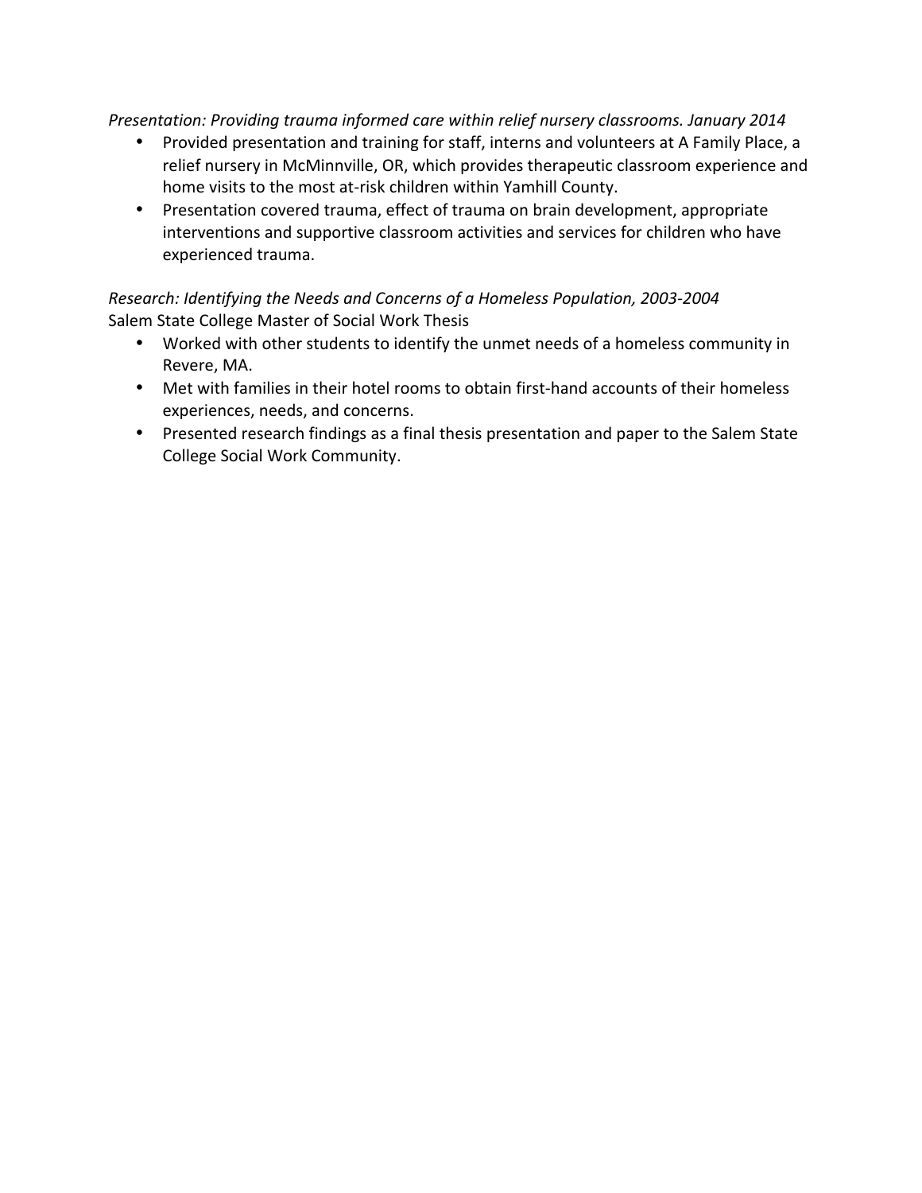*Presentation: Providing trauma informed care within relief nursery classrooms. January 2014*

- Provided presentation and training for staff, interns and volunteers at A Family Place, a relief nursery in McMinnville, OR, which provides therapeutic classroom experience and home visits to the most at-risk children within Yamhill County.
- Presentation covered trauma, effect of trauma on brain development, appropriate interventions and supportive classroom activities and services for children who have experienced trauma.

*Research: Identifying the Needs and Concerns of a Homeless Population, 2003-2004*
Salem State College Master of Social Work Thesis

- Worked with other students to identify the unmet needs of a homeless community in Revere, MA.
- Met with families in their hotel rooms to obtain first-hand accounts of their homeless experiences, needs, and concerns.
- Presented research findings as a final thesis presentation and paper to the Salem State College Social Work Community.